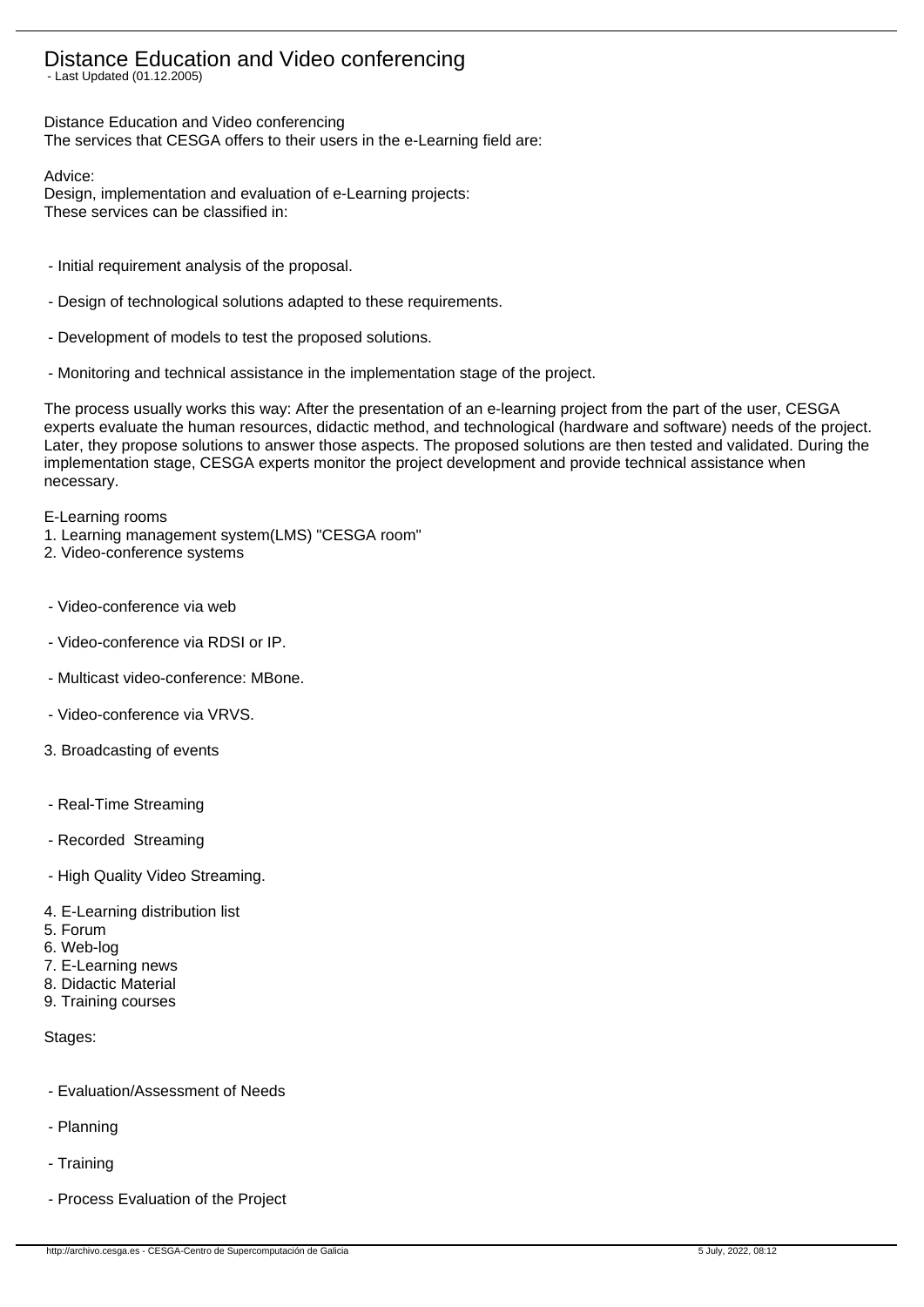# Distance Education and Video conferencing

- Last Updated (01.12.2005)

Distance Education and Video conferencing
The services that CESGA offers to their users in the e-Learning field are:

Advice:
Design, implementation and evaluation of e-Learning projects:
These services can be classified in:

- Initial requirement analysis of the proposal.
- Design of technological solutions adapted to these requirements.
- Development of models to test the proposed solutions.
- Monitoring and technical assistance in the implementation stage of the project.

The process usually works this way: After the presentation of an e-learning project from the part of the user, CESGA experts evaluate the human resources, didactic method, and technological (hardware and software) needs of the project. Later, they propose solutions to answer those aspects. The proposed solutions are then tested and validated. During the implementation stage, CESGA experts monitor the project development and provide technical assistance when necessary.

E-Learning rooms

1. Learning management system(LMS) "CESGA room"
2. Video-conference systems
   - Video-conference via web
   - Video-conference via RDSI or IP.
   - Multicast video-conference: MBone.
   - Video-conference via VRVS.
3. Broadcasting of events
   - Real-Time Streaming
   - Recorded Streaming
   - High Quality Video Streaming.
4. E-Learning distribution list
5. Forum
6. Web-log
7. E-Learning news
8. Didactic Material
9. Training courses

Stages:

- Evaluation/Assessment of Needs
- Planning
- Training
- Process Evaluation of the Project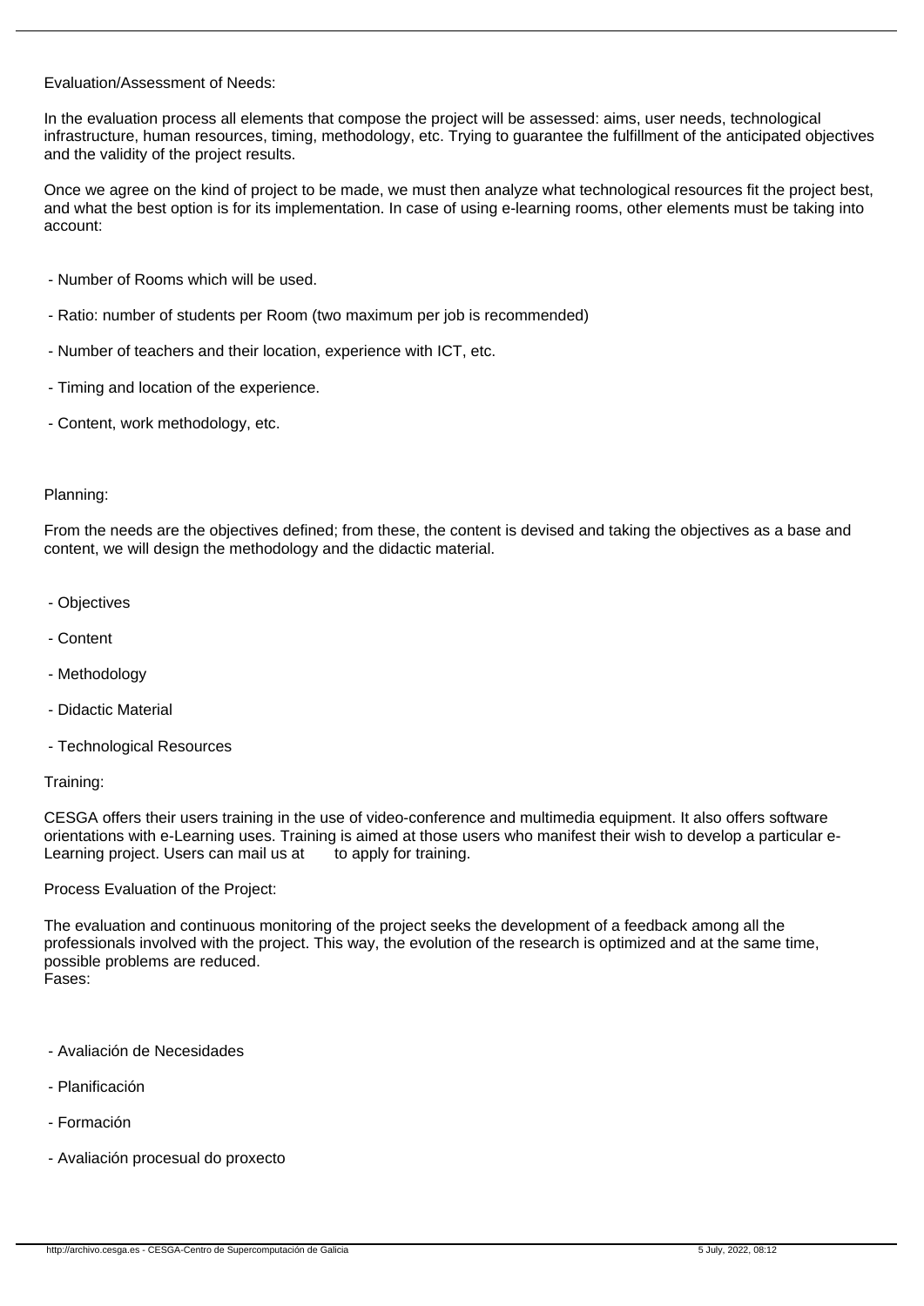Evaluation/Assessment of Needs:

In the evaluation process all elements that compose the project will be assessed: aims, user needs, technological infrastructure, human resources, timing, methodology, etc. Trying to guarantee the fulfillment of the anticipated objectives and the validity of the project results.

Once we agree on the kind of project to be made, we must then analyze what technological resources fit the project best, and what the best option is for its implementation. In case of using e-learning rooms, other elements must be taking into account:

- Number of Rooms which will be used.
- Ratio: number of students per Room (two maximum per job is recommended)
- Number of teachers and their location, experience with ICT, etc.
- Timing and location of the experience.
- Content, work methodology, etc.

Planning:

From the needs are the objectives defined; from these, the content is devised and taking the objectives as a base and content, we will design the methodology and the didactic material.

- Objectives
- Content
- Methodology
- Didactic Material
- Technological Resources

Training:

CESGA offers their users training in the use of video-conference and multimedia equipment. It also offers software orientations with e-Learning uses. Training is aimed at those users who manifest their wish to develop a particular e-Learning project. Users can mail us at to apply for training.

Process Evaluation of the Project:

The evaluation and continuous monitoring of the project seeks the development of a feedback among all the professionals involved with the project. This way, the evolution of the research is optimized and at the same time, possible problems are reduced.

Fases:

- Avaliación de Necesidades
- Planificación
- Formación
- Avaliación procesual do proxecto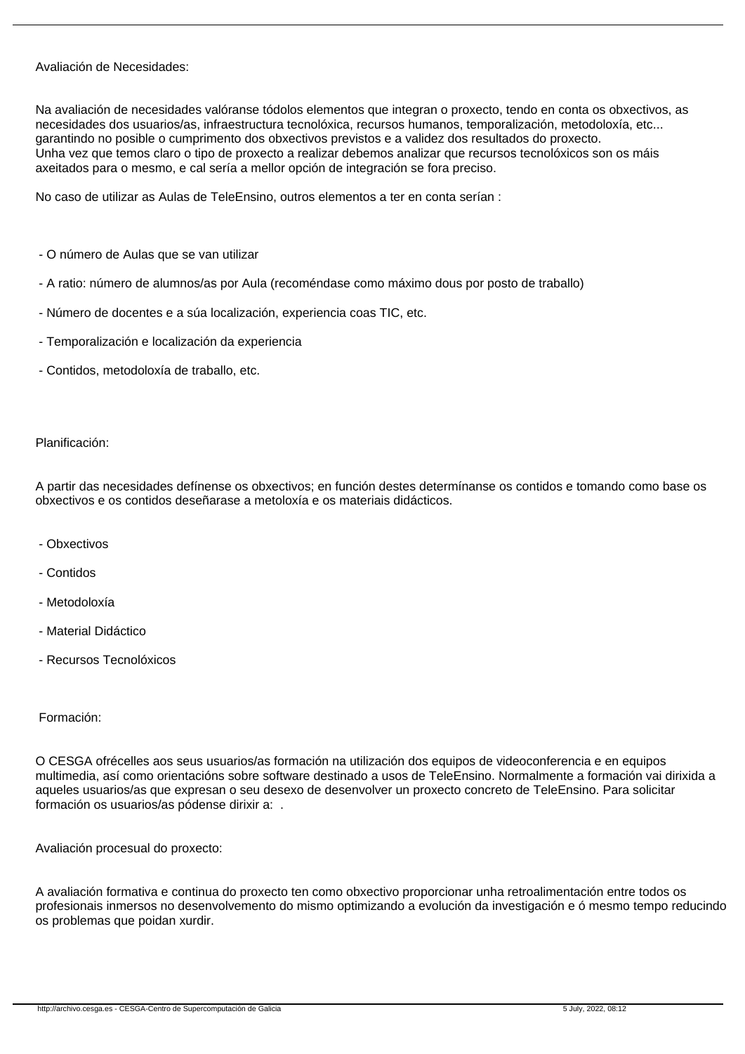Avaliación de Necesidades:

Na avaliación de necesidades valóranse tódolos elementos que integran o proxecto, tendo en conta os obxectivos, as necesidades dos usuarios/as, infraestructura tecnolóxica, recursos humanos, temporalización, metodoloxía, etc... garantindo no posible o cumprimento dos obxectivos previstos e a validez dos resultados do proxecto.
Unha vez que temos claro o tipo de proxecto a realizar debemos analizar que recursos tecnolóxicos son os máis axeitados para o mesmo, e cal sería a mellor opción de integración se fora preciso.

No caso de utilizar as Aulas de TeleEnsino, outros elementos a ter en conta serían :

- O número de Aulas que se van utilizar
- A ratio: número de alumnos/as por Aula (recoméndase como máximo dous por posto de traballo)
- Número de docentes e a súa localización, experiencia coas TIC, etc.
- Temporalización e localización da experiencia
- Contidos, metodoloxía de traballo, etc.

Planificación:

A partir das necesidades defínense os obxectivos; en función destes determínanse os contidos e tomando como base os obxectivos e os contidos deseñarase a metoloxía e os materiais didácticos.

- Obxectivos
- Contidos
- Metodoloxía
- Material Didáctico
- Recursos Tecnolóxicos

Formación:

O CESGA ofrécelles aos seus usuarios/as formación na utilización dos equipos de videoconferencia e en equipos multimedia, así como orientacións sobre software destinado a usos de TeleEnsino. Normalmente a formación vai dirixida a aqueles usuarios/as que expresan o seu desexo de desenvolver un proxecto concreto de TeleEnsino. Para solicitar formación os usuarios/as pódense dirixir a:  .

Avaliación procesual do proxecto:

A avaliación formativa e continua do proxecto ten como obxectivo proporcionar unha retroalimentación entre todos os profesionais inmersos no desenvolvemento do mismo optimizando a evolución da investigación e ó mesmo tempo reducindo os problemas que poidan xurdir.